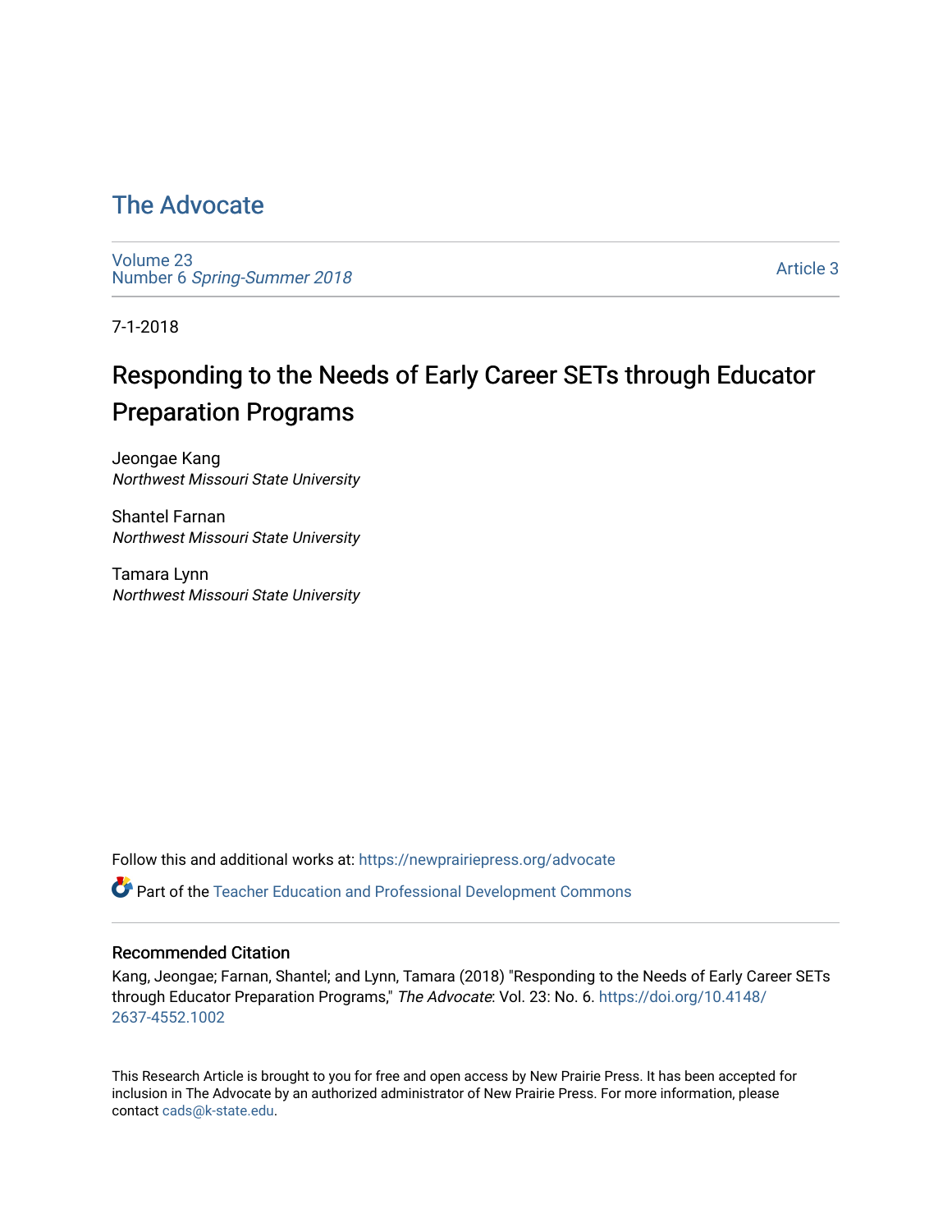# The Advocate

Volume 23
Number 6 *Spring-Summer 2018*

Article 3

7-1-2018

## Responding to the Needs of Early Career SETs through Educator Preparation Programs

Jeongae Kang
*Northwest Missouri State University*

Shantel Farnan
*Northwest Missouri State University*

Tamara Lynn
*Northwest Missouri State University*

Follow this and additional works at: https://newprairiepress.org/advocate

Part of the Teacher Education and Professional Development Commons

### Recommended Citation

Kang, Jeongae; Farnan, Shantel; and Lynn, Tamara (2018) "Responding to the Needs of Early Career SETs through Educator Preparation Programs," *The Advocate*: Vol. 23: No. 6. https://doi.org/10.4148/2637-4552.1002

This Research Article is brought to you for free and open access by New Prairie Press. It has been accepted for inclusion in The Advocate by an authorized administrator of New Prairie Press. For more information, please contact cads@k-state.edu.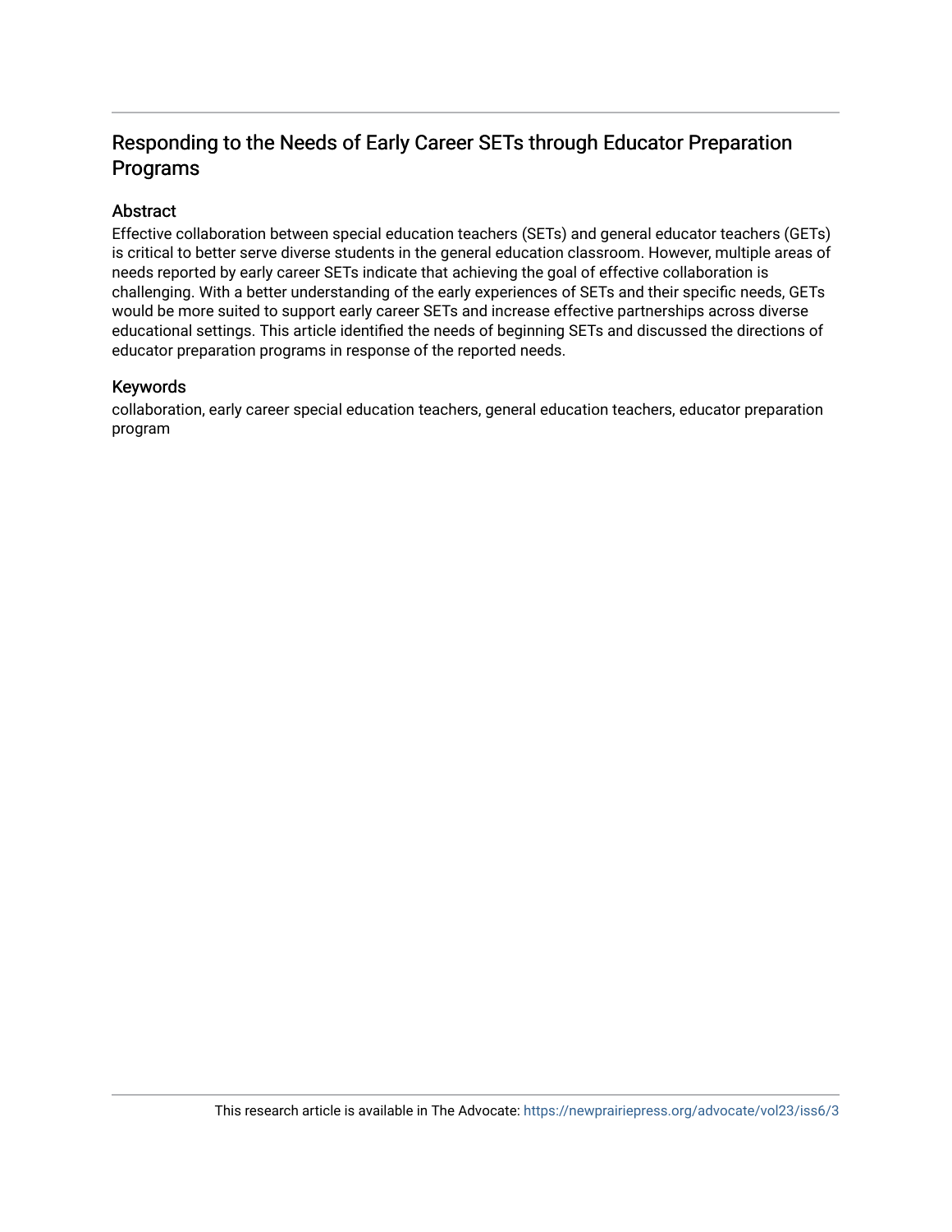# Responding to the Needs of Early Career SETs through Educator Preparation Programs

## Abstract

Effective collaboration between special education teachers (SETs) and general educator teachers (GETs) is critical to better serve diverse students in the general education classroom. However, multiple areas of needs reported by early career SETs indicate that achieving the goal of effective collaboration is challenging. With a better understanding of the early experiences of SETs and their specific needs, GETs would be more suited to support early career SETs and increase effective partnerships across diverse educational settings. This article identified the needs of beginning SETs and discussed the directions of educator preparation programs in response of the reported needs.

## Keywords

collaboration, early career special education teachers, general education teachers, educator preparation program

This research article is available in The Advocate: https://newprairiepress.org/advocate/vol23/iss6/3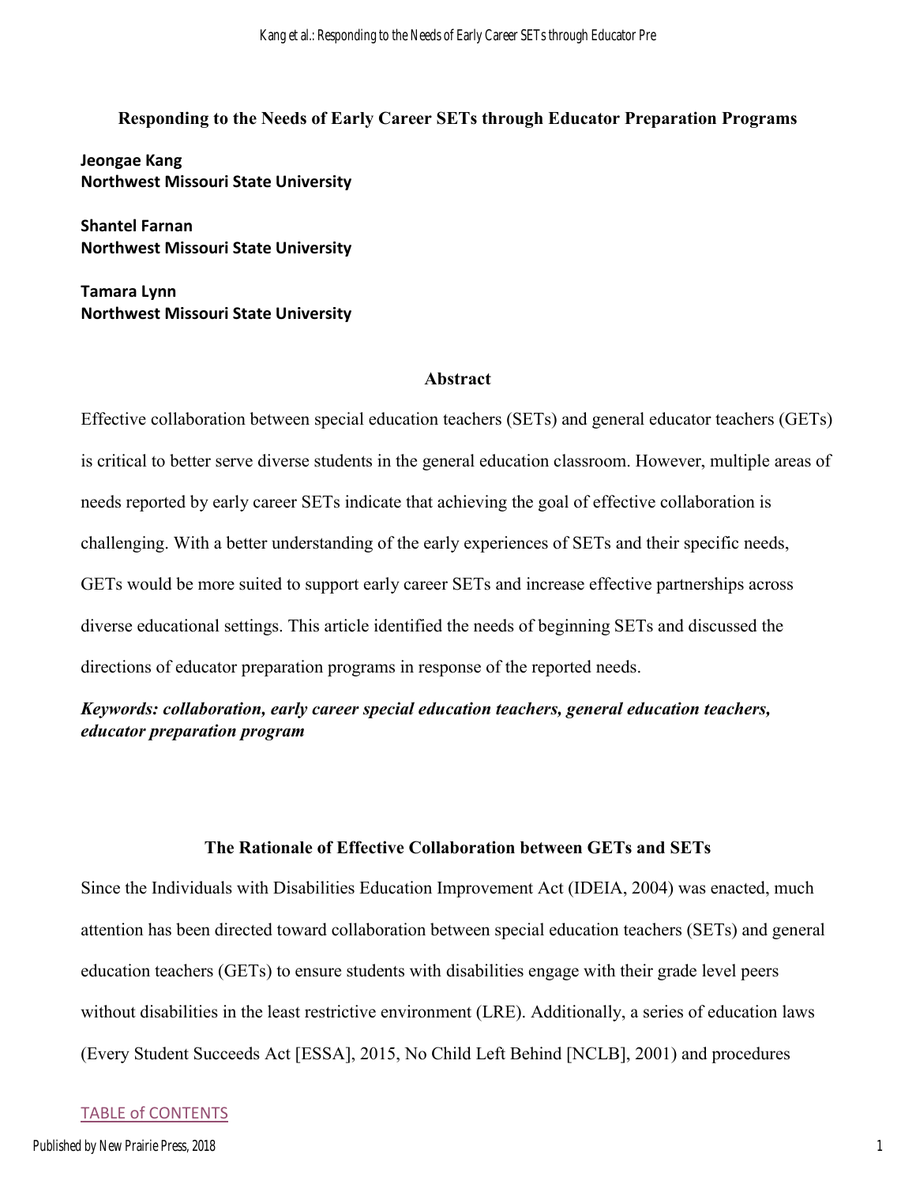**Responding to the Needs of Early Career SETs through Educator Preparation Programs**

**Jeongae Kang**
**Northwest Missouri State University**

**Shantel Farnan**
**Northwest Missouri State University**

**Tamara Lynn**
**Northwest Missouri State University**

**Abstract**

Effective collaboration between special education teachers (SETs) and general educator teachers (GETs) is critical to better serve diverse students in the general education classroom. However, multiple areas of needs reported by early career SETs indicate that achieving the goal of effective collaboration is challenging. With a better understanding of the early experiences of SETs and their specific needs, GETs would be more suited to support early career SETs and increase effective partnerships across diverse educational settings. This article identified the needs of beginning SETs and discussed the directions of educator preparation programs in response of the reported needs.

***Keywords: collaboration, early career special education teachers, general education teachers, educator preparation program***

## The Rationale of Effective Collaboration between GETs and SETs

Since the Individuals with Disabilities Education Improvement Act (IDEIA, 2004) was enacted, much attention has been directed toward collaboration between special education teachers (SETs) and general education teachers (GETs) to ensure students with disabilities engage with their grade level peers without disabilities in the least restrictive environment (LRE). Additionally, a series of education laws (Every Student Succeeds Act [ESSA], 2015, No Child Left Behind [NCLB], 2001) and procedures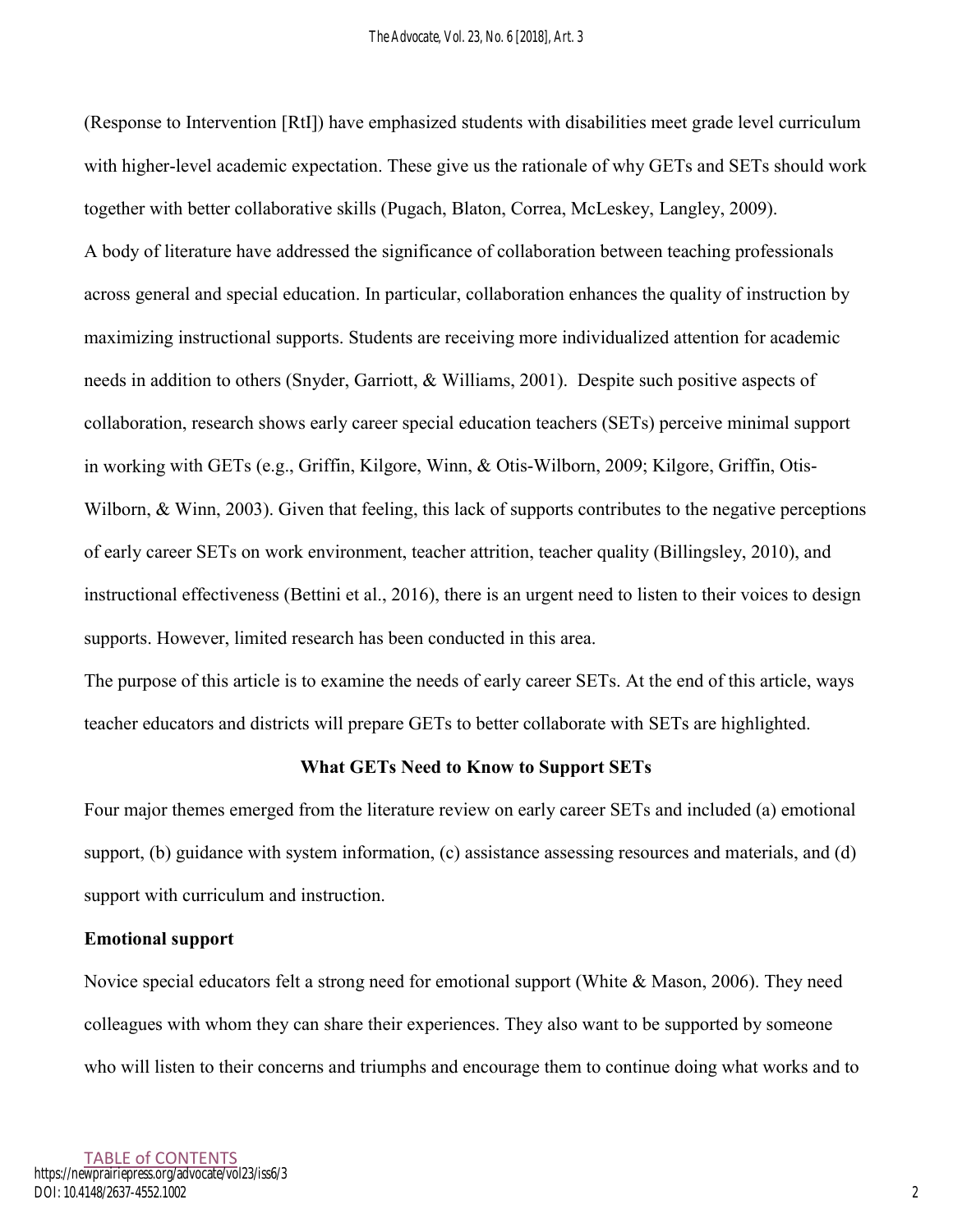(Response to Intervention [RtI]) have emphasized students with disabilities meet grade level curriculum with higher-level academic expectation. These give us the rationale of why GETs and SETs should work together with better collaborative skills (Pugach, Blaton, Correa, McLeskey, Langley, 2009).

A body of literature have addressed the significance of collaboration between teaching professionals across general and special education. In particular, collaboration enhances the quality of instruction by maximizing instructional supports. Students are receiving more individualized attention for academic needs in addition to others (Snyder, Garriott, & Williams, 2001). Despite such positive aspects of collaboration, research shows early career special education teachers (SETs) perceive minimal support in working with GETs (e.g., Griffin, Kilgore, Winn, & Otis-Wilborn, 2009; Kilgore, Griffin, Otis-Wilborn, & Winn, 2003). Given that feeling, this lack of supports contributes to the negative perceptions of early career SETs on work environment, teacher attrition, teacher quality (Billingsley, 2010), and instructional effectiveness (Bettini et al., 2016), there is an urgent need to listen to their voices to design supports. However, limited research has been conducted in this area.

The purpose of this article is to examine the needs of early career SETs. At the end of this article, ways teacher educators and districts will prepare GETs to better collaborate with SETs are highlighted.

## What GETs Need to Know to Support SETs

Four major themes emerged from the literature review on early career SETs and included (a) emotional support, (b) guidance with system information, (c) assistance assessing resources and materials, and (d) support with curriculum and instruction.

### Emotional support

Novice special educators felt a strong need for emotional support (White & Mason, 2006). They need colleagues with whom they can share their experiences. They also want to be supported by someone who will listen to their concerns and triumphs and encourage them to continue doing what works and to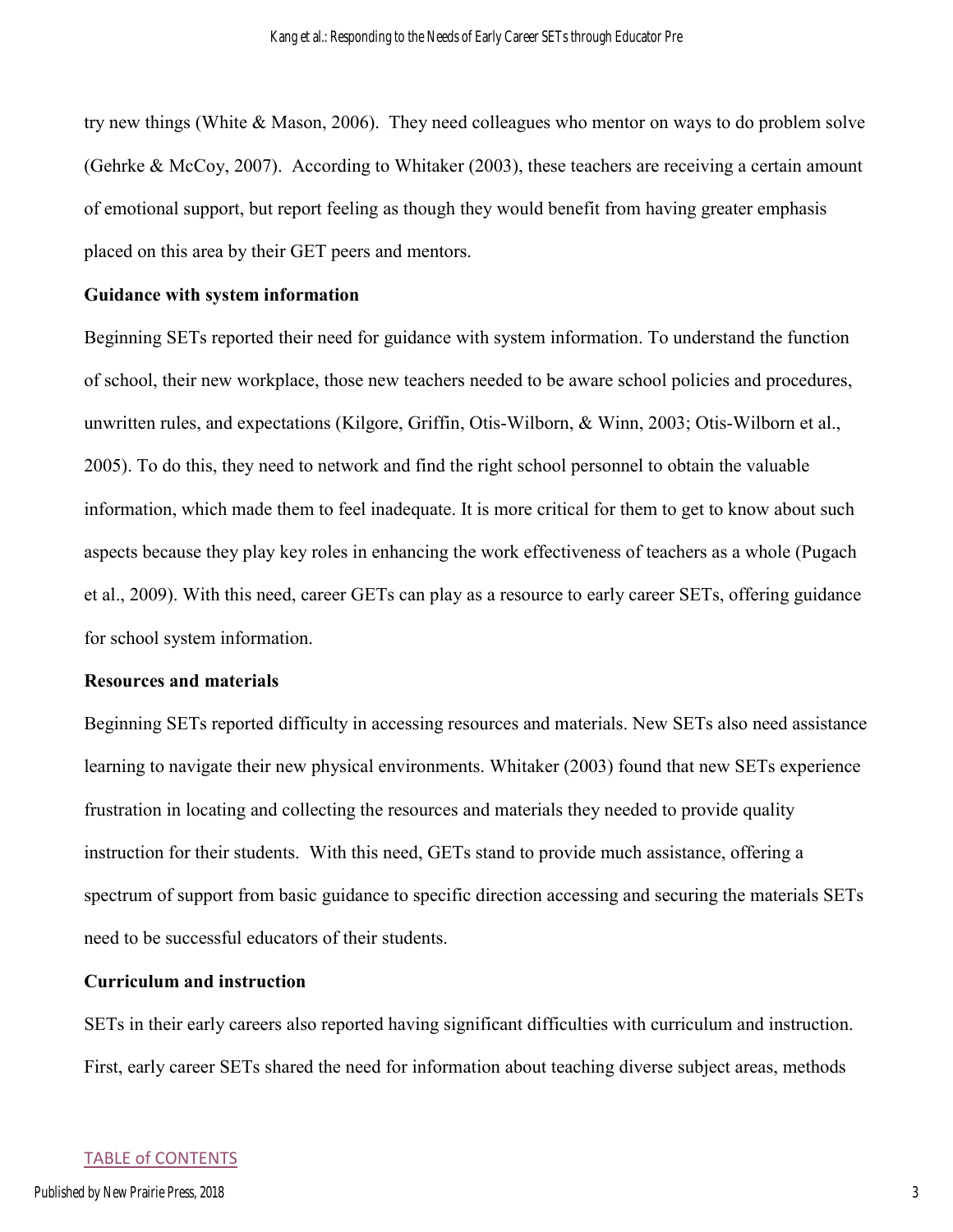try new things (White & Mason, 2006). They need colleagues who mentor on ways to do problem solve (Gehrke & McCoy, 2007). According to Whitaker (2003), these teachers are receiving a certain amount of emotional support, but report feeling as though they would benefit from having greater emphasis placed on this area by their GET peers and mentors.

**Guidance with system information**

Beginning SETs reported their need for guidance with system information. To understand the function of school, their new workplace, those new teachers needed to be aware school policies and procedures, unwritten rules, and expectations (Kilgore, Griffin, Otis-Wilborn, & Winn, 2003; Otis-Wilborn et al., 2005). To do this, they need to network and find the right school personnel to obtain the valuable information, which made them to feel inadequate. It is more critical for them to get to know about such aspects because they play key roles in enhancing the work effectiveness of teachers as a whole (Pugach et al., 2009). With this need, career GETs can play as a resource to early career SETs, offering guidance for school system information.

**Resources and materials**

Beginning SETs reported difficulty in accessing resources and materials. New SETs also need assistance learning to navigate their new physical environments. Whitaker (2003) found that new SETs experience frustration in locating and collecting the resources and materials they needed to provide quality instruction for their students. With this need, GETs stand to provide much assistance, offering a spectrum of support from basic guidance to specific direction accessing and securing the materials SETs need to be successful educators of their students.

**Curriculum and instruction**

SETs in their early careers also reported having significant difficulties with curriculum and instruction. First, early career SETs shared the need for information about teaching diverse subject areas, methods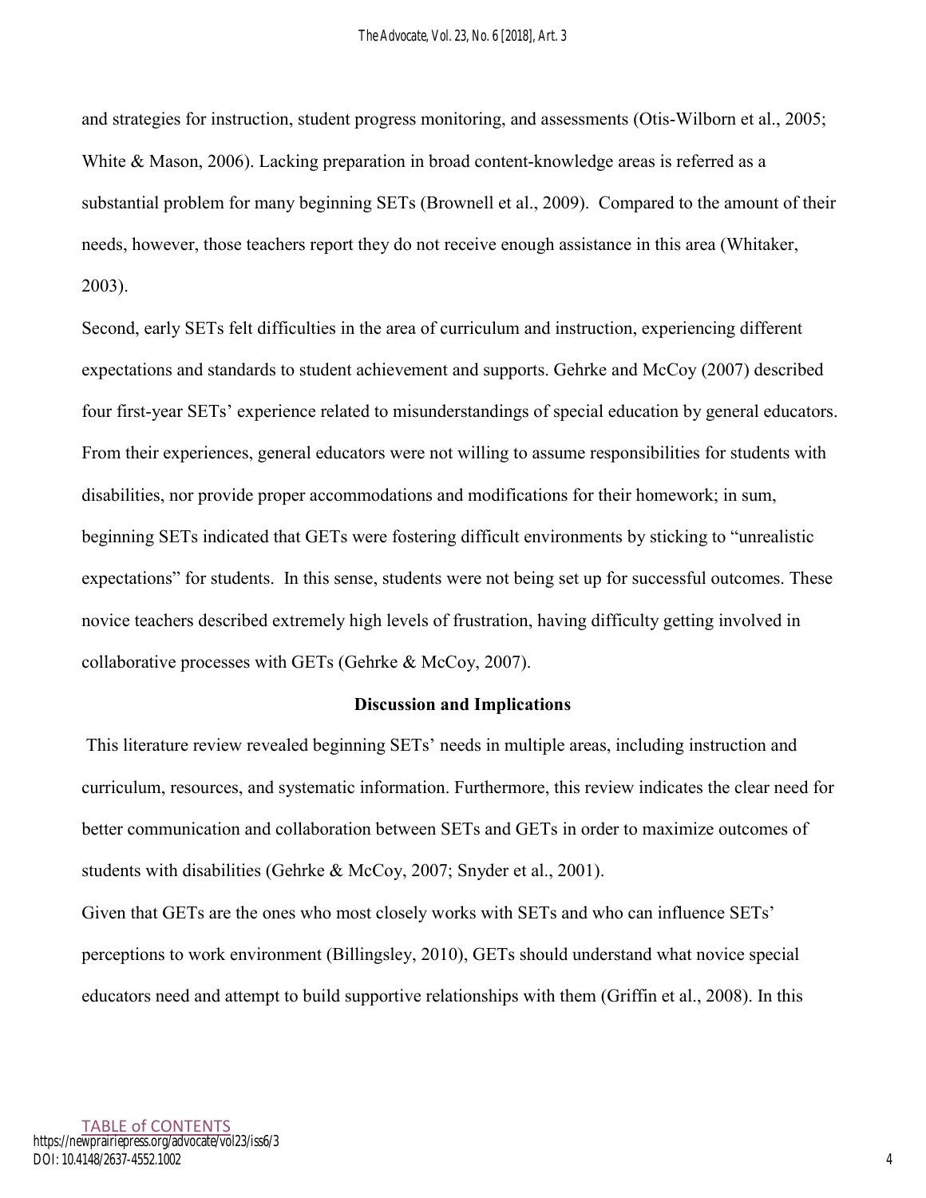and strategies for instruction, student progress monitoring, and assessments (Otis-Wilborn et al., 2005; White & Mason, 2006). Lacking preparation in broad content-knowledge areas is referred as a substantial problem for many beginning SETs (Brownell et al., 2009). Compared to the amount of their needs, however, those teachers report they do not receive enough assistance in this area (Whitaker, 2003).

Second, early SETs felt difficulties in the area of curriculum and instruction, experiencing different expectations and standards to student achievement and supports. Gehrke and McCoy (2007) described four first-year SETs' experience related to misunderstandings of special education by general educators. From their experiences, general educators were not willing to assume responsibilities for students with disabilities, nor provide proper accommodations and modifications for their homework; in sum, beginning SETs indicated that GETs were fostering difficult environments by sticking to "unrealistic expectations" for students. In this sense, students were not being set up for successful outcomes. These novice teachers described extremely high levels of frustration, having difficulty getting involved in collaborative processes with GETs (Gehrke & McCoy, 2007).

## Discussion and Implications

This literature review revealed beginning SETs' needs in multiple areas, including instruction and curriculum, resources, and systematic information. Furthermore, this review indicates the clear need for better communication and collaboration between SETs and GETs in order to maximize outcomes of students with disabilities (Gehrke & McCoy, 2007; Snyder et al., 2001).

Given that GETs are the ones who most closely works with SETs and who can influence SETs' perceptions to work environment (Billingsley, 2010), GETs should understand what novice special educators need and attempt to build supportive relationships with them (Griffin et al., 2008). In this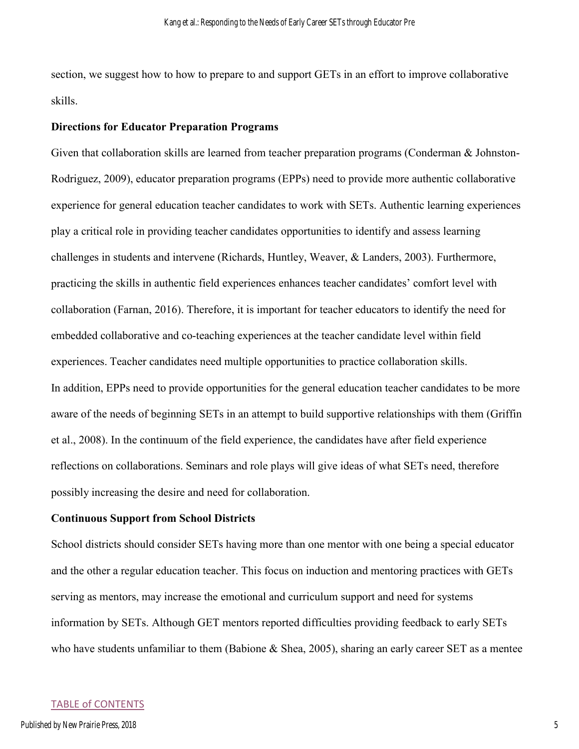section, we suggest how to how to prepare to and support GETs in an effort to improve collaborative skills.

**Directions for Educator Preparation Programs**

Given that collaboration skills are learned from teacher preparation programs (Conderman & Johnston-Rodriguez, 2009), educator preparation programs (EPPs) need to provide more authentic collaborative experience for general education teacher candidates to work with SETs. Authentic learning experiences play a critical role in providing teacher candidates opportunities to identify and assess learning challenges in students and intervene (Richards, Huntley, Weaver, & Landers, 2003). Furthermore, practicing the skills in authentic field experiences enhances teacher candidates' comfort level with collaboration (Farnan, 2016). Therefore, it is important for teacher educators to identify the need for embedded collaborative and co-teaching experiences at the teacher candidate level within field experiences. Teacher candidates need multiple opportunities to practice collaboration skills.

In addition, EPPs need to provide opportunities for the general education teacher candidates to be more aware of the needs of beginning SETs in an attempt to build supportive relationships with them (Griffin et al., 2008). In the continuum of the field experience, the candidates have after field experience reflections on collaborations. Seminars and role plays will give ideas of what SETs need, therefore possibly increasing the desire and need for collaboration.

**Continuous Support from School Districts**

School districts should consider SETs having more than one mentor with one being a special educator and the other a regular education teacher. This focus on induction and mentoring practices with GETs serving as mentors, may increase the emotional and curriculum support and need for systems information by SETs. Although GET mentors reported difficulties providing feedback to early SETs who have students unfamiliar to them (Babione & Shea, 2005), sharing an early career SET as a mentee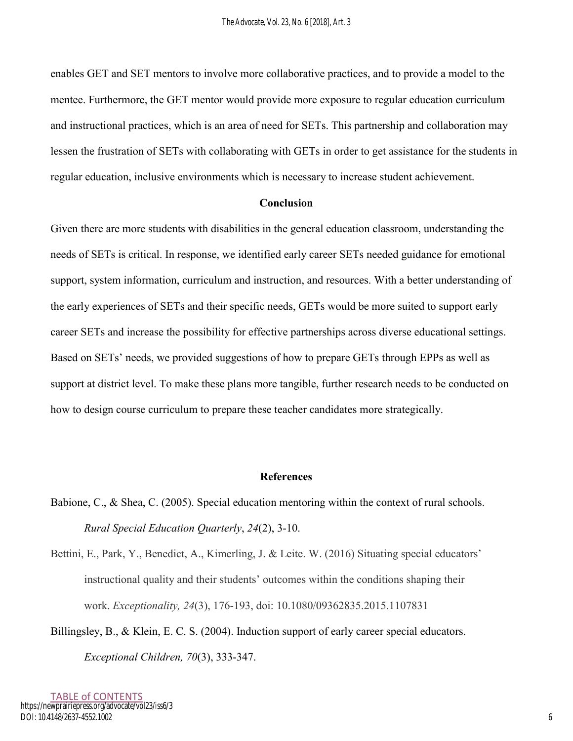enables GET and SET mentors to involve more collaborative practices, and to provide a model to the mentee. Furthermore, the GET mentor would provide more exposure to regular education curriculum and instructional practices, which is an area of need for SETs. This partnership and collaboration may lessen the frustration of SETs with collaborating with GETs in order to get assistance for the students in regular education, inclusive environments which is necessary to increase student achievement.

## Conclusion

Given there are more students with disabilities in the general education classroom, understanding the needs of SETs is critical. In response, we identified early career SETs needed guidance for emotional support, system information, curriculum and instruction, and resources. With a better understanding of the early experiences of SETs and their specific needs, GETs would be more suited to support early career SETs and increase the possibility for effective partnerships across diverse educational settings. Based on SETs' needs, we provided suggestions of how to prepare GETs through EPPs as well as support at district level. To make these plans more tangible, further research needs to be conducted on how to design course curriculum to prepare these teacher candidates more strategically.

## References

Babione, C., & Shea, C. (2005). Special education mentoring within the context of rural schools. *Rural Special Education Quarterly*, *24*(2), 3-10.

Bettini, E., Park, Y., Benedict, A., Kimerling, J. & Leite. W. (2016) Situating special educators' instructional quality and their students' outcomes within the conditions shaping their work. *Exceptionality, 24*(3), 176-193, doi: 10.1080/09362835.2015.1107831

Billingsley, B., & Klein, E. C. S. (2004). Induction support of early career special educators. *Exceptional Children, 70*(3), 333-347.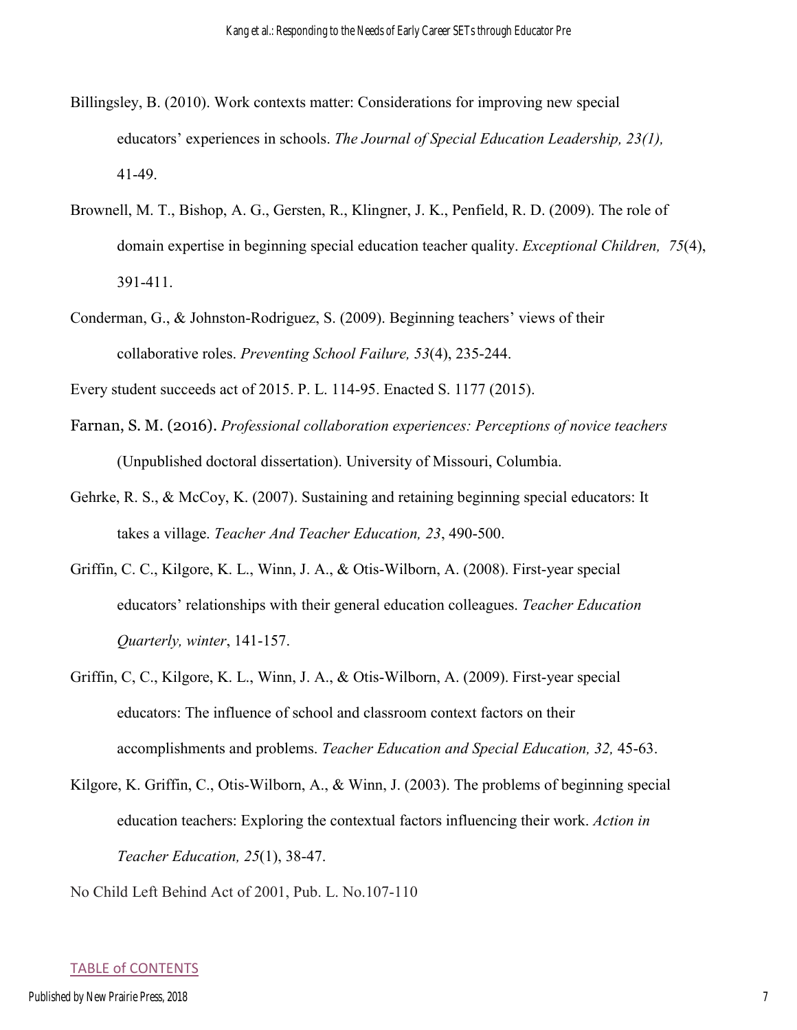Billingsley, B. (2010). Work contexts matter: Considerations for improving new special educators' experiences in schools. *The Journal of Special Education Leadership, 23(1),* 41-49.

Brownell, M. T., Bishop, A. G., Gersten, R., Klingner, J. K., Penfield, R. D. (2009). The role of domain expertise in beginning special education teacher quality. *Exceptional Children, 75*(4), 391-411.

Conderman, G., & Johnston-Rodriguez, S. (2009). Beginning teachers' views of their collaborative roles. *Preventing School Failure, 53*(4), 235-244.

Every student succeeds act of 2015. P. L. 114-95. Enacted S. 1177 (2015).

Farnan, S. M. (2016). *Professional collaboration experiences: Perceptions of novice teachers* (Unpublished doctoral dissertation). University of Missouri, Columbia.

Gehrke, R. S., & McCoy, K. (2007). Sustaining and retaining beginning special educators: It takes a village. *Teacher And Teacher Education, 23*, 490-500.

Griffin, C. C., Kilgore, K. L., Winn, J. A., & Otis-Wilborn, A. (2008). First-year special educators' relationships with their general education colleagues. *Teacher Education Quarterly, winter*, 141-157.

Griffin, C, C., Kilgore, K. L., Winn, J. A., & Otis-Wilborn, A. (2009). First-year special educators: The influence of school and classroom context factors on their accomplishments and problems. *Teacher Education and Special Education, 32,* 45-63.

Kilgore, K. Griffin, C., Otis-Wilborn, A., & Winn, J. (2003). The problems of beginning special education teachers: Exploring the contextual factors influencing their work. *Action in Teacher Education, 25*(1), 38-47.

No Child Left Behind Act of 2001, Pub. L. No.107-110

TABLE of CONTENTS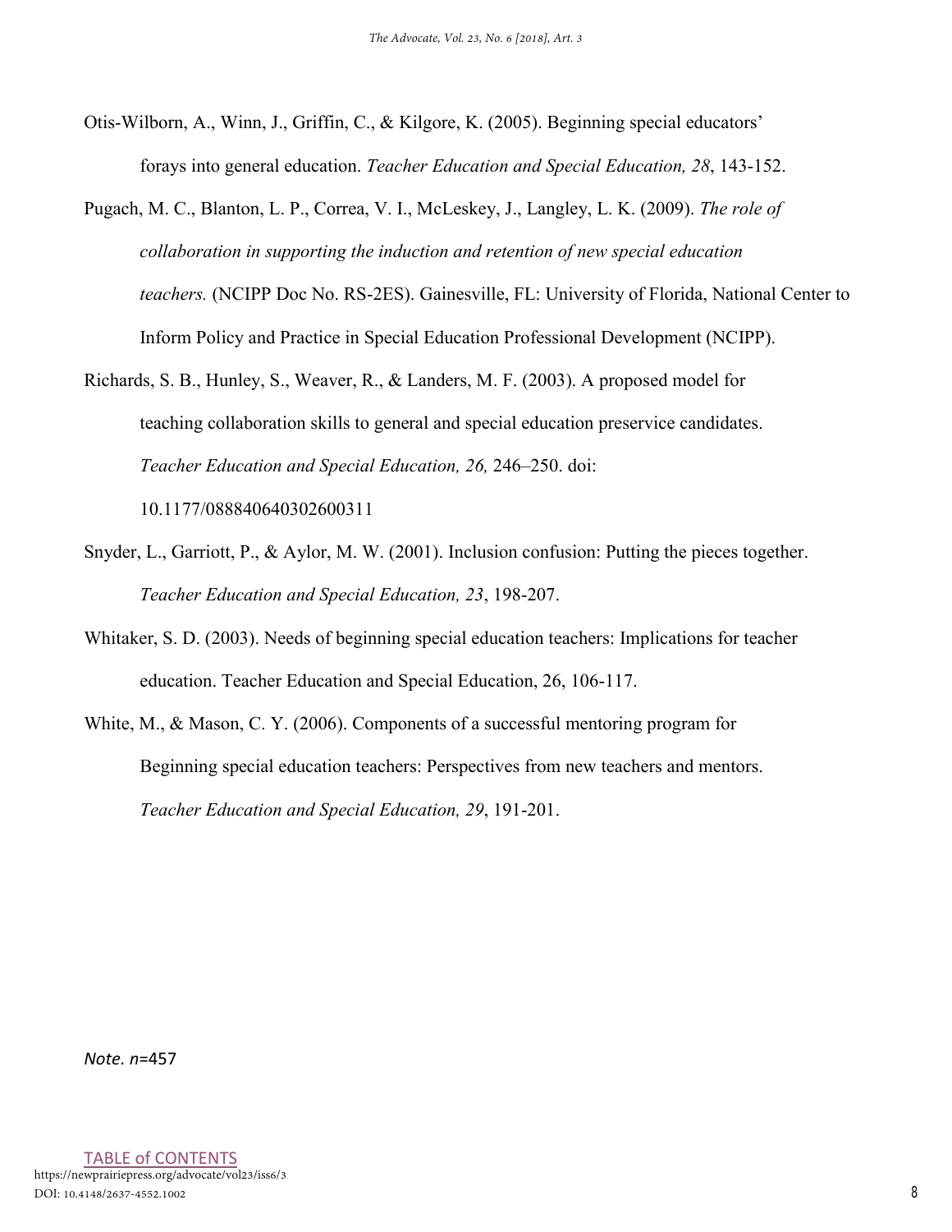Otis-Wilborn, A., Winn, J., Griffin, C., & Kilgore, K. (2005). Beginning special educators' forays into general education. *Teacher Education and Special Education, 28*, 143-152.

Pugach, M. C., Blanton, L. P., Correa, V. I., McLeskey, J., Langley, L. K. (2009). *The role of collaboration in supporting the induction and retention of new special education teachers.* (NCIPP Doc No. RS-2ES). Gainesville, FL: University of Florida, National Center to Inform Policy and Practice in Special Education Professional Development (NCIPP).

Richards, S. B., Hunley, S., Weaver, R., & Landers, M. F. (2003). A proposed model for teaching collaboration skills to general and special education preservice candidates. *Teacher Education and Special Education, 26,* 246–250. doi: 10.1177/088840640302600311

Snyder, L., Garriott, P., & Aylor, M. W. (2001). Inclusion confusion: Putting the pieces together. *Teacher Education and Special Education, 23*, 198-207.

Whitaker, S. D. (2003). Needs of beginning special education teachers: Implications for teacher education. Teacher Education and Special Education, 26, 106-117.

White, M., & Mason, C. Y. (2006). Components of a successful mentoring program for Beginning special education teachers: Perspectives from new teachers and mentors. *Teacher Education and Special Education, 29*, 191-201.

*Note. n*=457

TABLE of CONTENTS